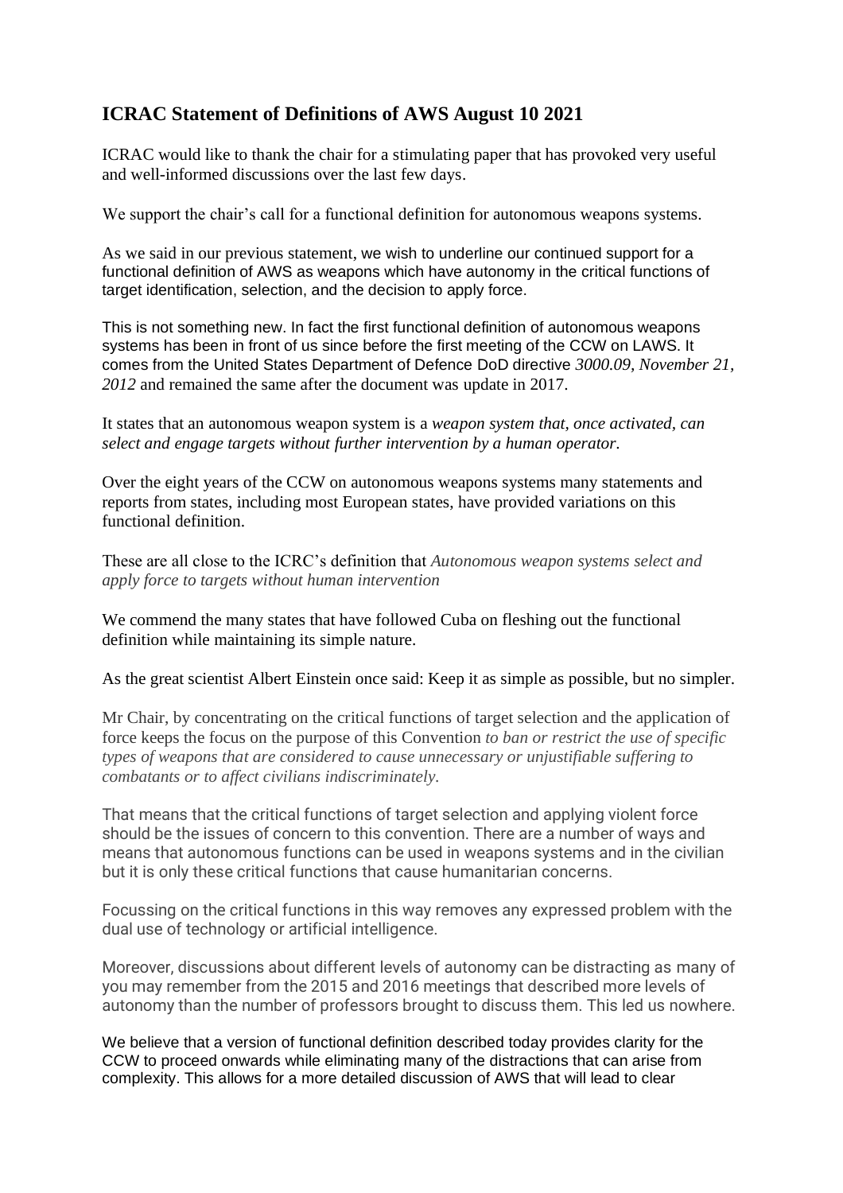## ICRAC Statement of Definitions of AWS August 10 2021

ICRAC would like to thank the chair for a stimulating paper that has provoked very useful and well-informed discussions over the last few days.

We support the chair's call for a functional definition for autonomous weapons systems.

As we said in our previous statement, we wish to underline our continued support for a functional definition of AWS as weapons which have autonomy in the critical functions of target identification, selection, and the decision to apply force.

This is not something new. In fact the first functional definition of autonomous weapons systems has been in front of us since before the first meeting of the CCW on LAWS. It comes from the United States Department of Defence DoD directive *3000.09, November 21, 2012* and remained the same after the document was update in 2017.

It states that an autonomous weapon system is a *weapon system that, once activated, can select and engage targets without further intervention by a human operator.*

Over the eight years of the CCW on autonomous weapons systems many statements and reports from states, including most European states, have provided variations on this functional definition.

These are all close to the ICRC's definition that *Autonomous weapon systems select and apply force to targets without human intervention*

We commend the many states that have followed Cuba on fleshing out the functional definition while maintaining its simple nature.

As the great scientist Albert Einstein once said: Keep it as simple as possible, but no simpler.

Mr Chair, by concentrating on the critical functions of target selection and the application of force keeps the focus on the purpose of this Convention *to ban or restrict the use of specific types of weapons that are considered to cause unnecessary or unjustifiable suffering to combatants or to affect civilians indiscriminately.*

That means that the critical functions of target selection and applying violent force should be the issues of concern to this convention. There are a number of ways and means that autonomous functions can be used in weapons systems and in the civilian but it is only these critical functions that cause humanitarian concerns.

Focussing on the critical functions in this way removes any expressed problem with the dual use of technology or artificial intelligence.

Moreover, discussions about different levels of autonomy can be distracting as many of you may remember from the 2015 and 2016 meetings that described more levels of autonomy than the number of professors brought to discuss them. This led us nowhere.

We believe that a version of functional definition described today provides clarity for the CCW to proceed onwards while eliminating many of the distractions that can arise from complexity. This allows for a more detailed discussion of AWS that will lead to clear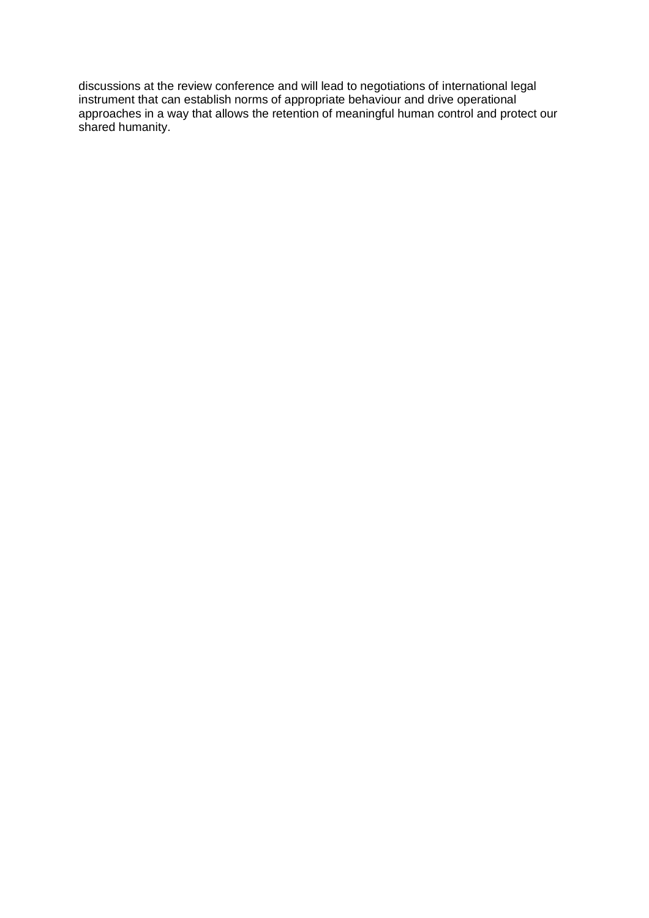discussions at the review conference and will lead to negotiations of international legal instrument that can establish norms of appropriate behaviour and drive operational approaches in a way that allows the retention of meaningful human control and protect our shared humanity.